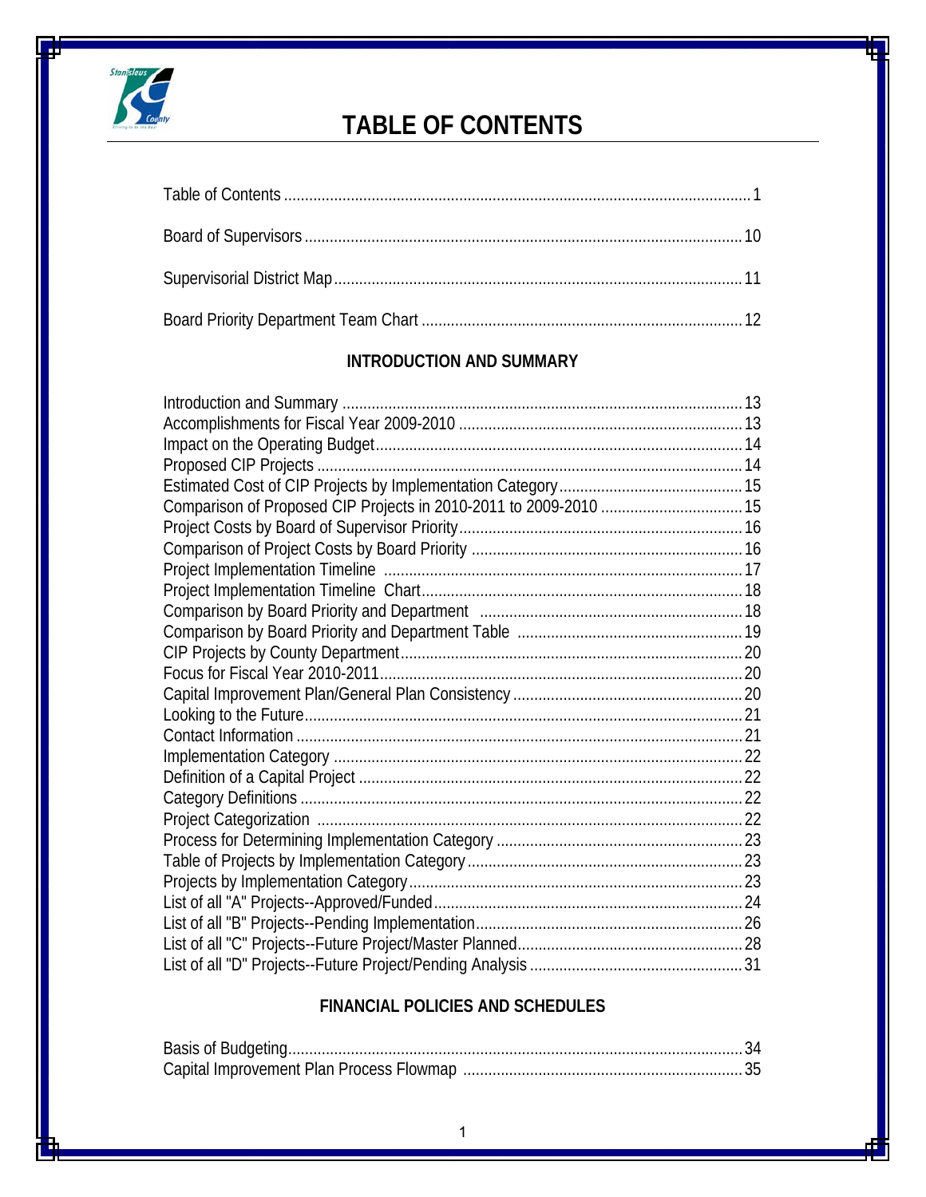# TABLE OF CONTENTS

Table of Contents ............................................................................................................... 1

Board of Supervisors ........................................................................................................ 10

Supervisorial District Map ................................................................................................. 11

Board Priority Department Team Chart ............................................................................. 12

## INTRODUCTION AND SUMMARY

Introduction and Summary ................................................................................................ 13
Accomplishments for Fiscal Year 2009-2010 .................................................................... 13
Impact on the Operating Budget ....................................................................................... 14
Proposed CIP Projects ...................................................................................................... 14
Estimated Cost of CIP Projects by Implementation Category ............................................ 15
Comparison of Proposed CIP Projects in 2010-2011 to 2009-2010 .................................. 15
Project Costs by Board of Supervisor Priority .................................................................... 16
Comparison of Project Costs by Board Priority ................................................................. 16
Project Implementation Timeline ...................................................................................... 17
Project Implementation Timeline Chart ............................................................................. 18
Comparison by Board Priority and Department ................................................................ 18
Comparison by Board Priority and Department Table ...................................................... 19
CIP Projects by County Department .................................................................................. 20
Focus for Fiscal Year 2010-2011 ....................................................................................... 20
Capital Improvement Plan/General Plan Consistency ....................................................... 20
Looking to the Future ......................................................................................................... 21
Contact Information ........................................................................................................... 21
Implementation Category .................................................................................................. 22
Definition of a Capital Project ............................................................................................ 22
Category Definitions .......................................................................................................... 22
Project Categorization ...................................................................................................... 22
Process for Determining Implementation Category ........................................................... 23
Table of Projects by Implementation Category ................................................................. 23
Projects by Implementation Category ............................................................................... 23
List of all "A" Projects--Approved/Funded ......................................................................... 24
List of all "B" Projects--Pending Implementation ................................................................ 26
List of all "C" Projects--Future Project/Master Planned ...................................................... 28
List of all "D" Projects--Future Project/Pending Analysis ................................................... 31

## FINANCIAL POLICIES AND SCHEDULES

Basis of Budgeting ............................................................................................................. 34
Capital Improvement Plan Process Flowmap ................................................................... 35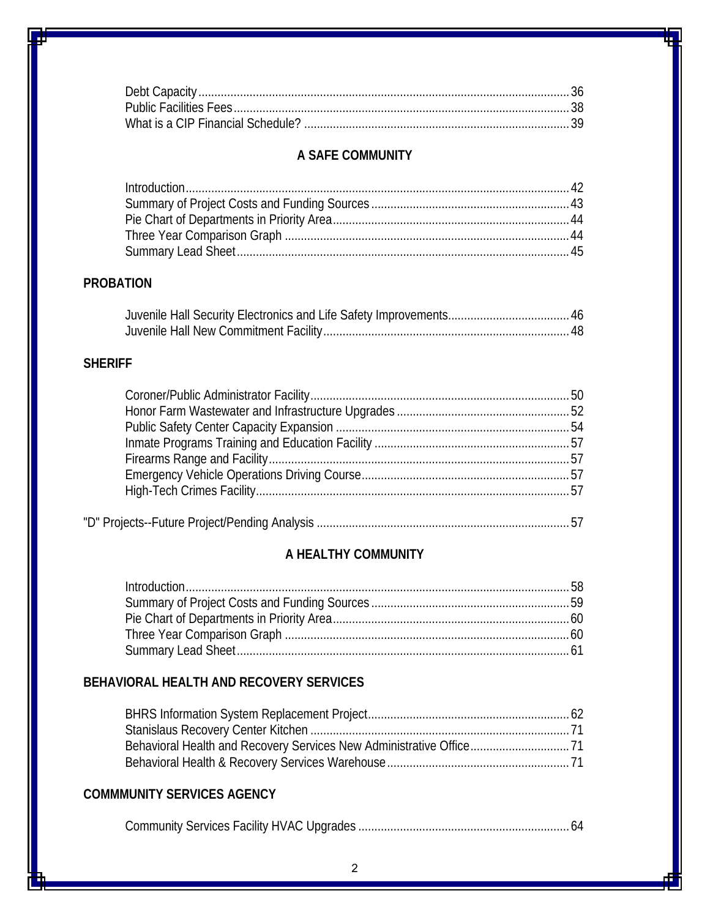Debt Capacity ... 36
Public Facilities Fees ... 38
What is a CIP Financial Schedule? ... 39

## A SAFE COMMUNITY

Introduction ... 42
Summary of Project Costs and Funding Sources ... 43
Pie Chart of Departments in Priority Area ... 44
Three Year Comparison Graph ... 44
Summary Lead Sheet ... 45

### PROBATION

Juvenile Hall Security Electronics and Life Safety Improvements ... 46
Juvenile Hall New Commitment Facility ... 48

### SHERIFF

Coroner/Public Administrator Facility ... 50
Honor Farm Wastewater and Infrastructure Upgrades ... 52
Public Safety Center Capacity Expansion ... 54
Inmate Programs Training and Education Facility ... 57
Firearms Range and Facility ... 57
Emergency Vehicle Operations Driving Course ... 57
High-Tech Crimes Facility ... 57

"D" Projects--Future Project/Pending Analysis ... 57

## A HEALTHY COMMUNITY

Introduction ... 58
Summary of Project Costs and Funding Sources ... 59
Pie Chart of Departments in Priority Area ... 60
Three Year Comparison Graph ... 60
Summary Lead Sheet ... 61

### BEHAVIORAL HEALTH AND RECOVERY SERVICES

BHRS Information System Replacement Project ... 62
Stanislaus Recovery Center Kitchen ... 71
Behavioral Health and Recovery Services New Administrative Office ... 71
Behavioral Health & Recovery Services Warehouse ... 71

### COMMMUNITY SERVICES AGENCY

Community Services Facility HVAC Upgrades ... 64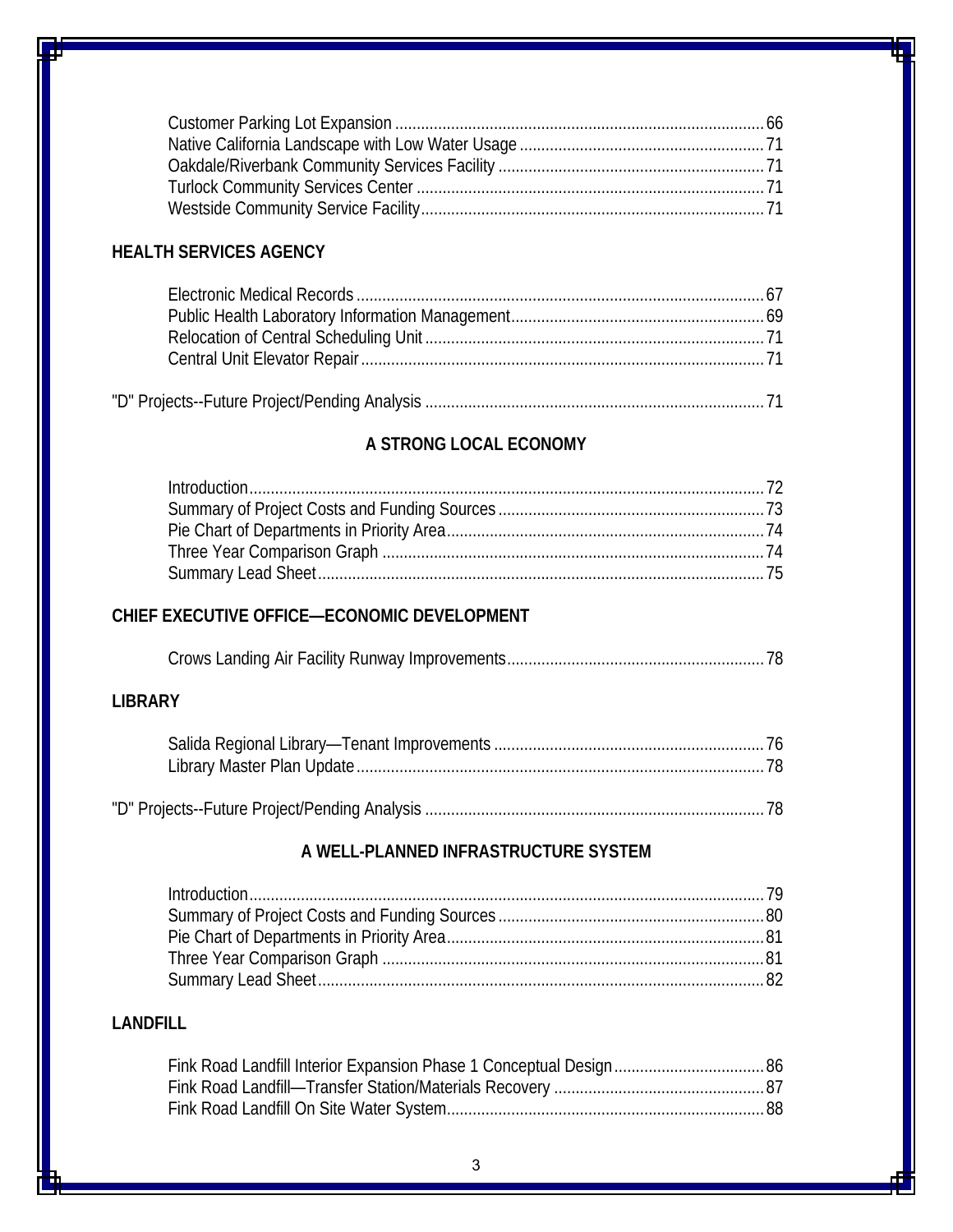Customer Parking Lot Expansion ..................................................................................... 66
Native California Landscape with Low Water Usage ......................................................... 71
Oakdale/Riverbank Community Services Facility .............................................................. 71
Turlock Community Services Center ................................................................................. 71
Westside Community Service Facility................................................................................ 71

**HEALTH SERVICES AGENCY**

Electronic Medical Records ............................................................................................... 67
Public Health Laboratory Information Management........................................................... 69
Relocation of Central Scheduling Unit ............................................................................... 71
Central Unit Elevator Repair.............................................................................................. 71

"D" Projects--Future Project/Pending Analysis ............................................................................... 71

## A STRONG LOCAL ECONOMY

Introduction........................................................................................................................ 72
Summary of Project Costs and Funding Sources .............................................................. 73
Pie Chart of Departments in Priority Area.......................................................................... 74
Three Year Comparison Graph ......................................................................................... 74
Summary Lead Sheet........................................................................................................ 75

**CHIEF EXECUTIVE OFFICE—ECONOMIC DEVELOPMENT**

Crows Landing Air Facility Runway Improvements............................................................ 78

**LIBRARY**

Salida Regional Library—Tenant Improvements ............................................................... 76
Library Master Plan Update............................................................................................... 78

"D" Projects--Future Project/Pending Analysis ............................................................................... 78

## A WELL-PLANNED INFRASTRUCTURE SYSTEM

Introduction........................................................................................................................ 79
Summary of Project Costs and Funding Sources .............................................................. 80
Pie Chart of Departments in Priority Area.......................................................................... 81
Three Year Comparison Graph ......................................................................................... 81
Summary Lead Sheet........................................................................................................ 82

**LANDFILL**

Fink Road Landfill Interior Expansion Phase 1 Conceptual Design................................... 86
Fink Road Landfill—Transfer Station/Materials Recovery ................................................. 87
Fink Road Landfill On Site Water System.......................................................................... 88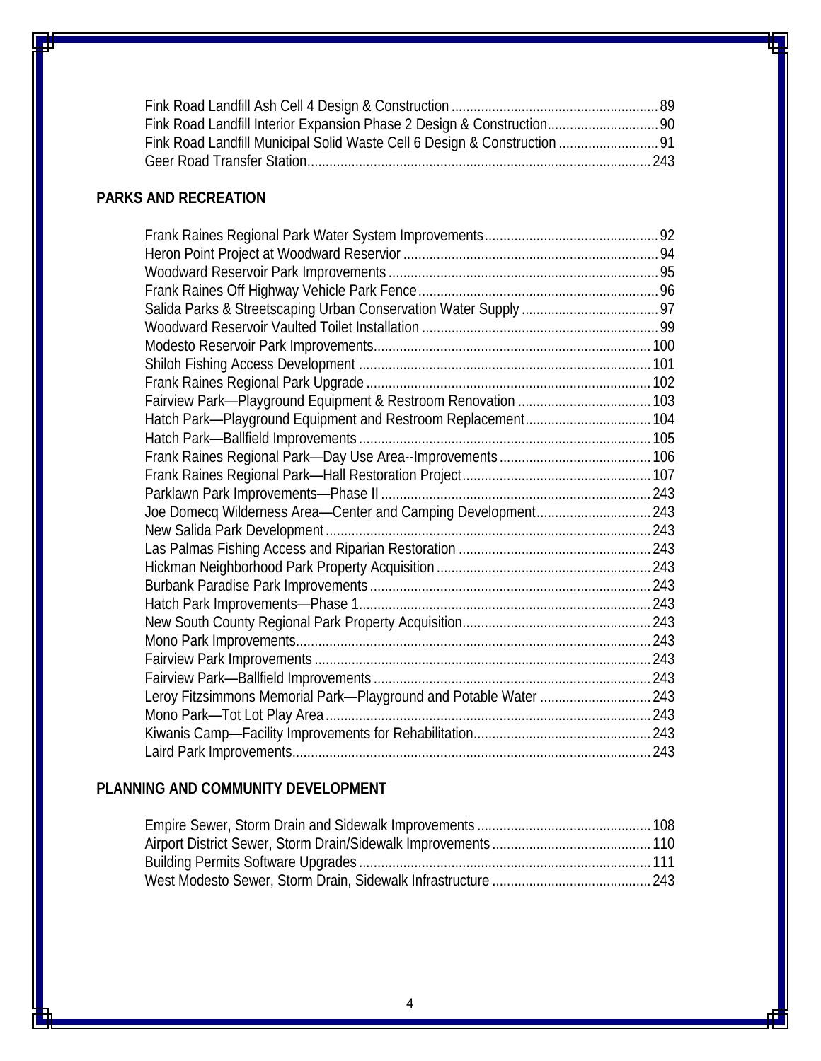Fink Road Landfill Ash Cell 4 Design & Construction ........................................................ 89
Fink Road Landfill Interior Expansion Phase 2 Design & Construction.............................. 90
Fink Road Landfill Municipal Solid Waste Cell 6 Design & Construction ........................... 91
Geer Road Transfer Station............................................................................................ 243

## PARKS AND RECREATION

Frank Raines Regional Park Water System Improvements............................................... 92
Heron Point Project at Woodward Reservior ..................................................................... 94
Woodward Reservoir Park Improvements ......................................................................... 95
Frank Raines Off Highway Vehicle Park Fence................................................................. 96
Salida Parks & Streetscaping Urban Conservation Water Supply ..................................... 97
Woodward Reservoir Vaulted Toilet Installation ................................................................ 99
Modesto Reservoir Park Improvements.......................................................................... 100
Shiloh Fishing Access Development .............................................................................. 101
Frank Raines Regional Park Upgrade ............................................................................ 102
Fairview Park—Playground Equipment & Restroom Renovation .................................... 103
Hatch Park—Playground Equipment and Restroom Replacement.................................. 104
Hatch Park—Ballfield Improvements .............................................................................. 105
Frank Raines Regional Park—Day Use Area--Improvements ......................................... 106
Frank Raines Regional Park—Hall Restoration Project................................................... 107
Parklawn Park Improvements—Phase II ........................................................................ 243
Joe Domecq Wilderness Area—Center and Camping Development............................... 243
New Salida Park Development ....................................................................................... 243
Las Palmas Fishing Access and Riparian Restoration .................................................... 243
Hickman Neighborhood Park Property Acquisition .......................................................... 243
Burbank Paradise Park Improvements ........................................................................... 243
Hatch Park Improvements—Phase 1.............................................................................. 243
New South County Regional Park Property Acquisition................................................... 243
Mono Park Improvements............................................................................................... 243
Fairview Park Improvements .......................................................................................... 243
Fairview Park—Ballfield Improvements .......................................................................... 243
Leroy Fitzsimmons Memorial Park—Playground and Potable Water .............................. 243
Mono Park—Tot Lot Play Area ....................................................................................... 243
Kiwanis Camp—Facility Improvements for Rehabilitation................................................ 243
Laird Park Improvements................................................................................................ 243

## PLANNING AND COMMUNITY DEVELOPMENT

Empire Sewer, Storm Drain and Sidewalk Improvements ............................................... 108
Airport District Sewer, Storm Drain/Sidewalk Improvements ........................................... 110
Building Permits Software Upgrades .............................................................................. 111
West Modesto Sewer, Storm Drain, Sidewalk Infrastructure ........................................... 243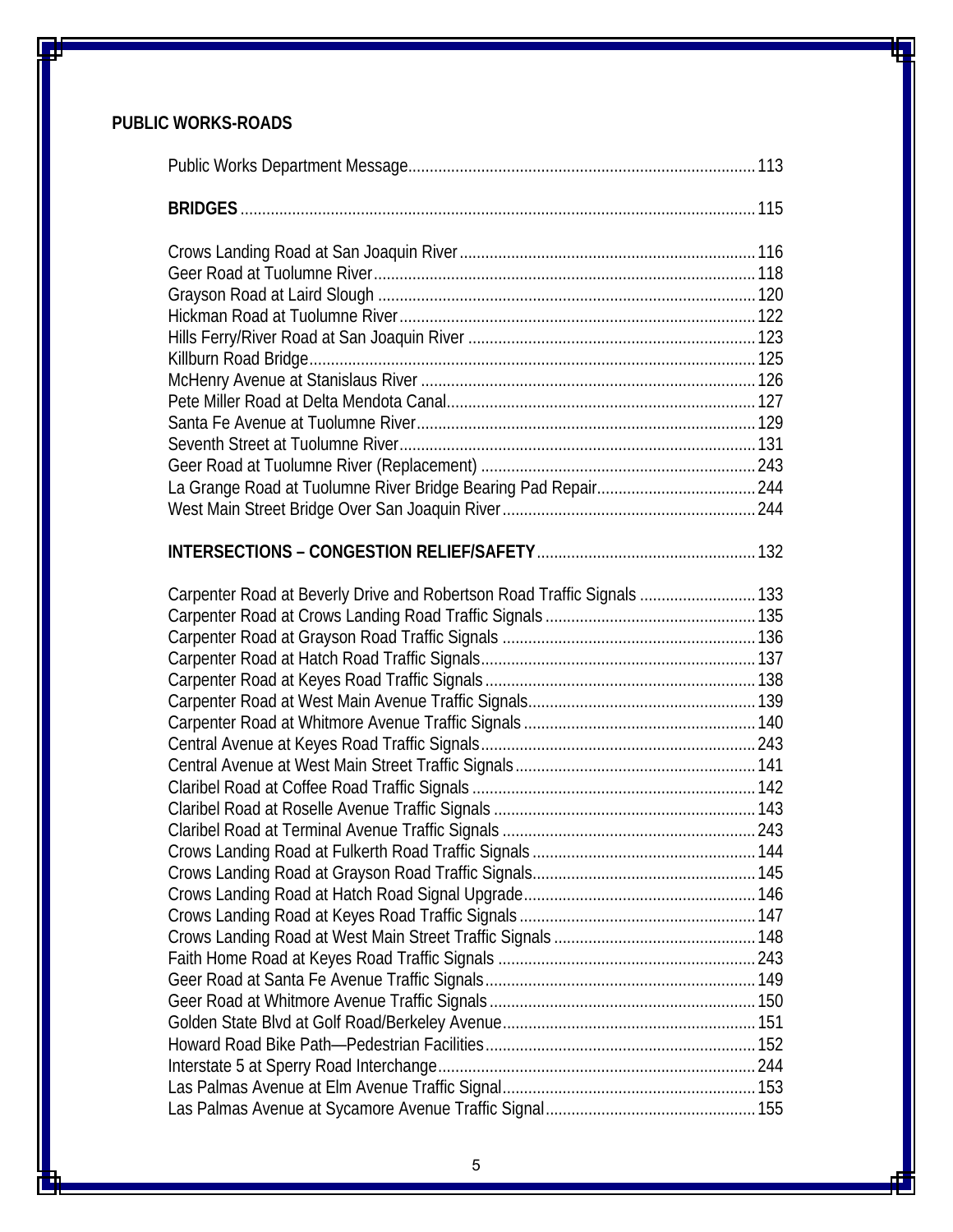## PUBLIC WORKS-ROADS

Public Works Department Message........................................................................113

**BRIDGES**........................................................................................................115

Crows Landing Road at San Joaquin River....................................................116
Geer Road at Tuolumne River.........................................................................118
Grayson Road at Laird Slough.........................................................................120
Hickman Road at Tuolumne River...................................................................122
Hills Ferry/River Road at San Joaquin River...................................................123
Killburn Road Bridge.........................................................................................125
McHenry Avenue at Stanislaus River..............................................................126
Pete Miller Road at Delta Mendota Canal.......................................................127
Santa Fe Avenue at Tuolumne River...............................................................129
Seventh Street at Tuolumne River...................................................................131
Geer Road at Tuolumne River (Replacement)................................................243
La Grange Road at Tuolumne River Bridge Bearing Pad Repair....................244
West Main Street Bridge Over San Joaquin River...........................................244

**INTERSECTIONS – CONGESTION RELIEF/SAFETY**.......................................132

Carpenter Road at Beverly Drive and Robertson Road Traffic Signals...........133
Carpenter Road at Crows Landing Road Traffic Signals.................................135
Carpenter Road at Grayson Road Traffic Signals...........................................136
Carpenter Road at Hatch Road Traffic Signals................................................137
Carpenter Road at Keyes Road Traffic Signals...............................................138
Carpenter Road at West Main Avenue Traffic Signals....................................139
Carpenter Road at Whitmore Avenue Traffic Signals......................................140
Central Avenue at Keyes Road Traffic Signals................................................243
Central Avenue at West Main Street Traffic Signals........................................141
Claribel Road at Coffee Road Traffic Signals..................................................142
Claribel Road at Roselle Avenue Traffic Signals.............................................143
Claribel Road at Terminal Avenue Traffic Signals...........................................243
Crows Landing Road at Fulkerth Road Traffic Signals....................................144
Crows Landing Road at Grayson Road Traffic Signals....................................145
Crows Landing Road at Hatch Road Signal Upgrade......................................146
Crows Landing Road at Keyes Road Traffic Signals.......................................147
Crows Landing Road at West Main Street Traffic Signals...............................148
Faith Home Road at Keyes Road Traffic Signals............................................243
Geer Road at Santa Fe Avenue Traffic Signals...............................................149
Geer Road at Whitmore Avenue Traffic Signals..............................................150
Golden State Blvd at Golf Road/Berkeley Avenue...........................................151
Howard Road Bike Path—Pedestrian Facilities...............................................152
Interstate 5 at Sperry Road Interchange..........................................................244
Las Palmas Avenue at Elm Avenue Traffic Signal...........................................153
Las Palmas Avenue at Sycamore Avenue Traffic Signal.................................155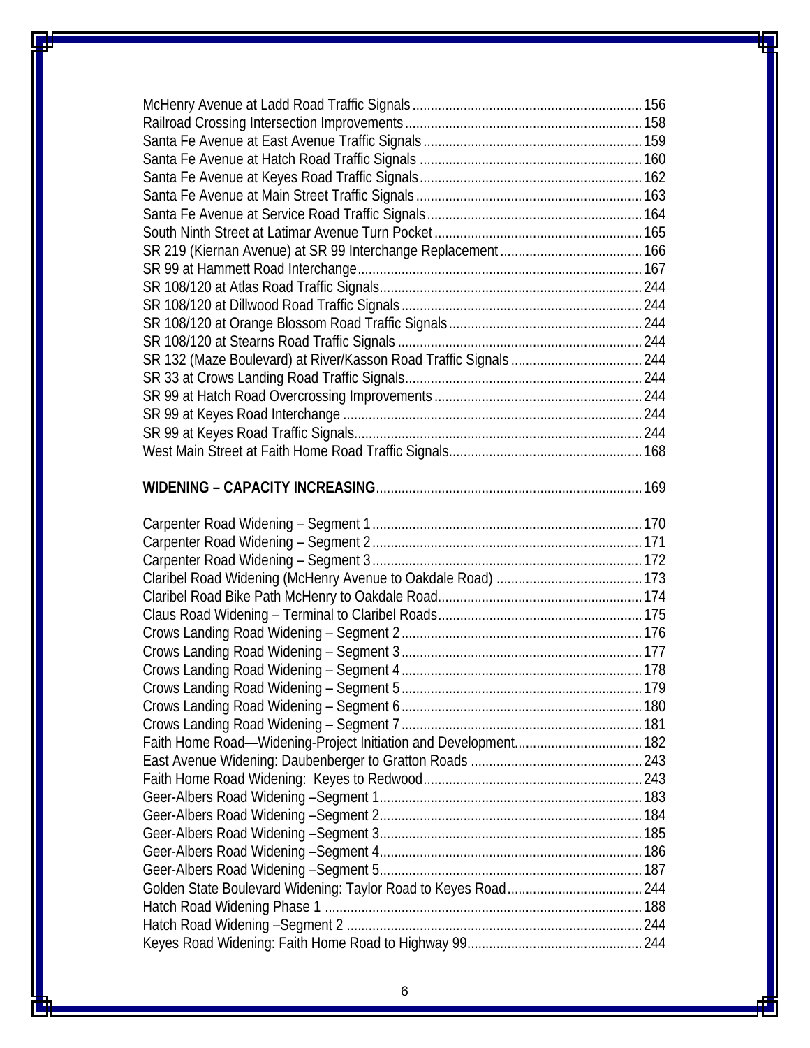McHenry Avenue at Ladd Road Traffic Signals .......... 156
Railroad Crossing Intersection Improvements .......... 158
Santa Fe Avenue at East Avenue Traffic Signals .......... 159
Santa Fe Avenue at Hatch Road Traffic Signals .......... 160
Santa Fe Avenue at Keyes Road Traffic Signals .......... 162
Santa Fe Avenue at Main Street Traffic Signals .......... 163
Santa Fe Avenue at Service Road Traffic Signals .......... 164
South Ninth Street at Latimar Avenue Turn Pocket .......... 165
SR 219 (Kiernan Avenue) at SR 99 Interchange Replacement .......... 166
SR 99 at Hammett Road Interchange .......... 167
SR 108/120 at Atlas Road Traffic Signals .......... 244
SR 108/120 at Dillwood Road Traffic Signals .......... 244
SR 108/120 at Orange Blossom Road Traffic Signals .......... 244
SR 108/120 at Stearns Road Traffic Signals .......... 244
SR 132 (Maze Boulevard) at River/Kasson Road Traffic Signals .......... 244
SR 33 at Crows Landing Road Traffic Signals .......... 244
SR 99 at Hatch Road Overcrossing Improvements .......... 244
SR 99 at Keyes Road Interchange .......... 244
SR 99 at Keyes Road Traffic Signals .......... 244
West Main Street at Faith Home Road Traffic Signals .......... 168

**WIDENING – CAPACITY INCREASING** .......... 169

Carpenter Road Widening – Segment 1 .......... 170
Carpenter Road Widening – Segment 2 .......... 171
Carpenter Road Widening – Segment 3 .......... 172
Claribel Road Widening (McHenry Avenue to Oakdale Road) .......... 173
Claribel Road Bike Path McHenry to Oakdale Road .......... 174
Claus Road Widening – Terminal to Claribel Roads .......... 175
Crows Landing Road Widening – Segment 2 .......... 176
Crows Landing Road Widening – Segment 3 .......... 177
Crows Landing Road Widening – Segment 4 .......... 178
Crows Landing Road Widening – Segment 5 .......... 179
Crows Landing Road Widening – Segment 6 .......... 180
Crows Landing Road Widening – Segment 7 .......... 181
Faith Home Road—Widening-Project Initiation and Development .......... 182
East Avenue Widening: Daubenberger to Gratton Roads .......... 243
Faith Home Road Widening: Keyes to Redwood .......... 243
Geer-Albers Road Widening –Segment 1 .......... 183
Geer-Albers Road Widening –Segment 2 .......... 184
Geer-Albers Road Widening –Segment 3 .......... 185
Geer-Albers Road Widening –Segment 4 .......... 186
Geer-Albers Road Widening –Segment 5 .......... 187
Golden State Boulevard Widening: Taylor Road to Keyes Road .......... 244
Hatch Road Widening Phase 1 .......... 188
Hatch Road Widening –Segment 2 .......... 244
Keyes Road Widening: Faith Home Road to Highway 99 .......... 244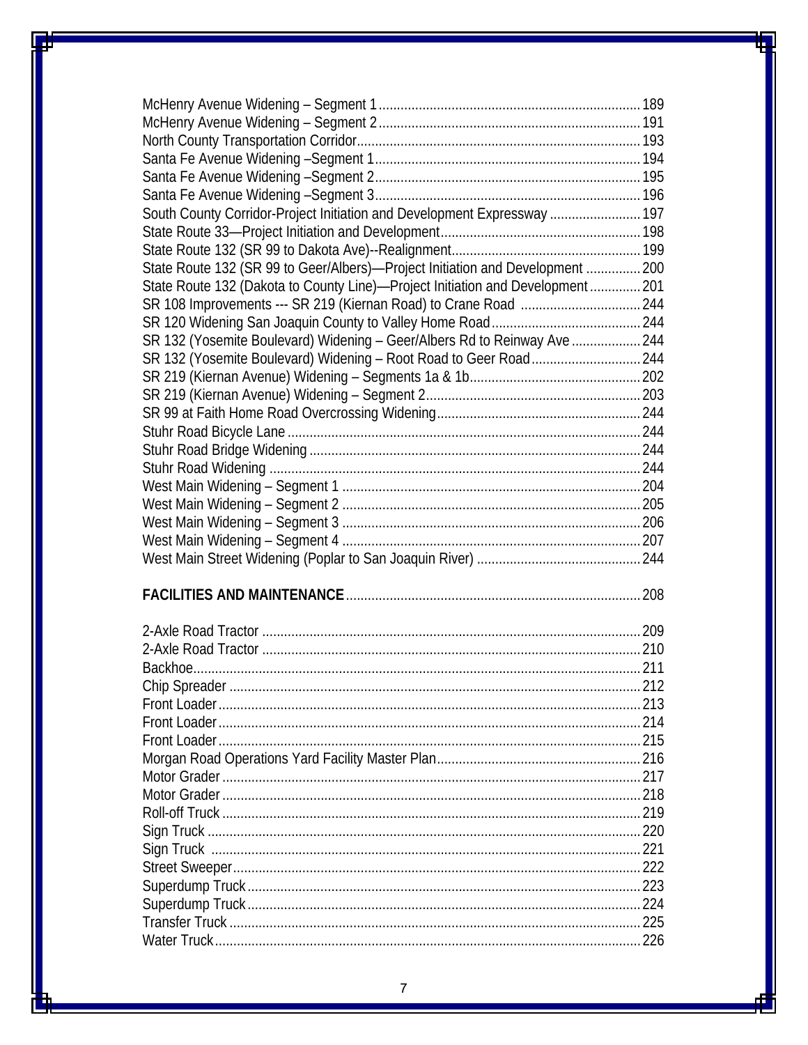McHenry Avenue Widening – Segment 1 ........ 189
McHenry Avenue Widening – Segment 2 ........ 191
North County Transportation Corridor ........ 193
Santa Fe Avenue Widening –Segment 1 ........ 194
Santa Fe Avenue Widening –Segment 2 ........ 195
Santa Fe Avenue Widening –Segment 3 ........ 196
South County Corridor-Project Initiation and Development Expressway ........ 197
State Route 33—Project Initiation and Development ........ 198
State Route 132 (SR 99 to Dakota Ave)--Realignment ........ 199
State Route 132 (SR 99 to Geer/Albers)—Project Initiation and Development ........ 200
State Route 132 (Dakota to County Line)—Project Initiation and Development ........ 201
SR 108 Improvements --- SR 219 (Kiernan Road) to Crane Road ........ 244
SR 120 Widening San Joaquin County to Valley Home Road ........ 244
SR 132 (Yosemite Boulevard) Widening – Geer/Albers Rd to Reinway Ave ........ 244
SR 132 (Yosemite Boulevard) Widening – Root Road to Geer Road ........ 244
SR 219 (Kiernan Avenue) Widening – Segments 1a & 1b ........ 202
SR 219 (Kiernan Avenue) Widening – Segment 2 ........ 203
SR 99 at Faith Home Road Overcrossing Widening ........ 244
Stuhr Road Bicycle Lane ........ 244
Stuhr Road Bridge Widening ........ 244
Stuhr Road Widening ........ 244
West Main Widening – Segment 1 ........ 204
West Main Widening – Segment 2 ........ 205
West Main Widening – Segment 3 ........ 206
West Main Widening – Segment 4 ........ 207
West Main Street Widening (Poplar to San Joaquin River) ........ 244

**FACILITIES AND MAINTENANCE** ........ 208

2-Axle Road Tractor ........ 209
2-Axle Road Tractor ........ 210
Backhoe ........ 211
Chip Spreader ........ 212
Front Loader ........ 213
Front Loader ........ 214
Front Loader ........ 215
Morgan Road Operations Yard Facility Master Plan ........ 216
Motor Grader ........ 217
Motor Grader ........ 218
Roll-off Truck ........ 219
Sign Truck ........ 220
Sign Truck ........ 221
Street Sweeper ........ 222
Superdump Truck ........ 223
Superdump Truck ........ 224
Transfer Truck ........ 225
Water Truck ........ 226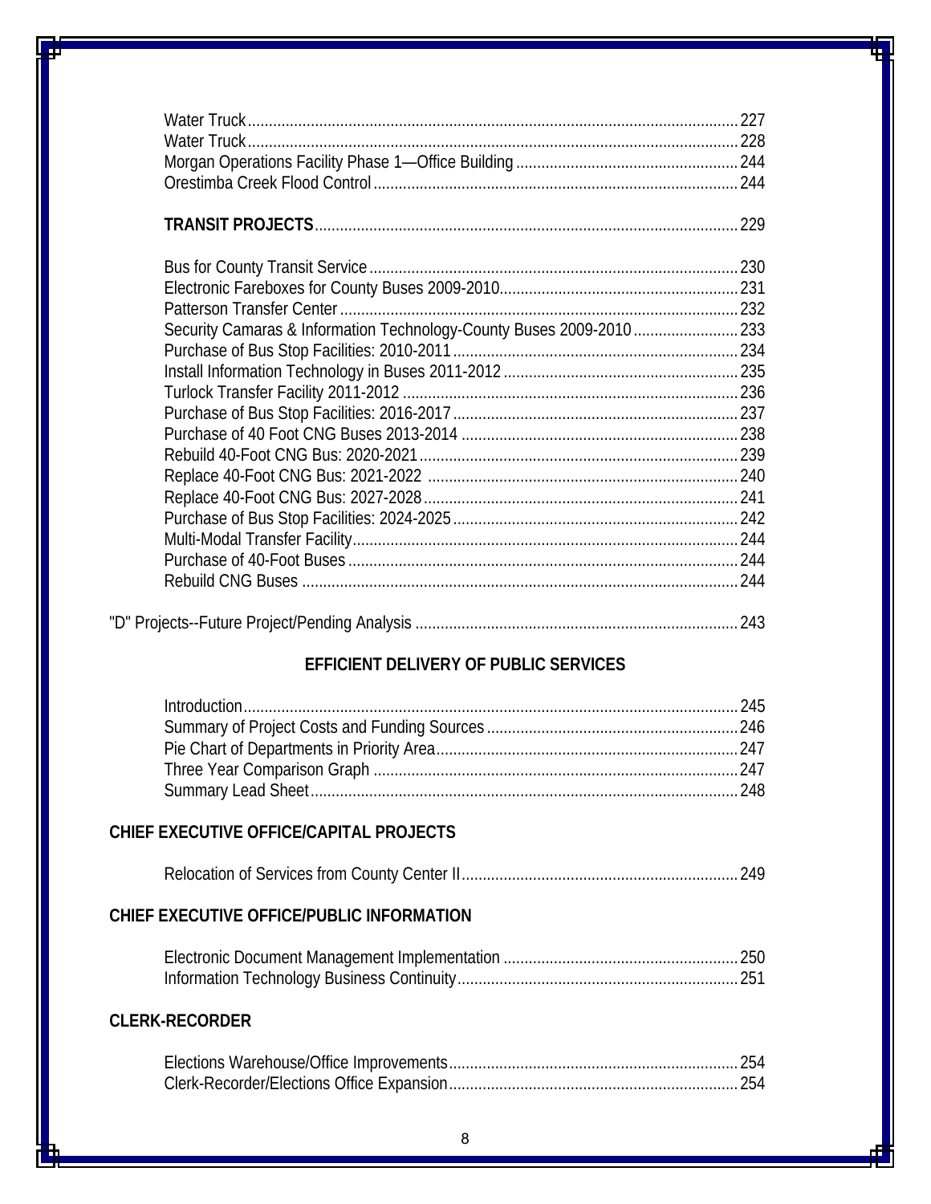Water Truck .......... 227
Water Truck .......... 228
Morgan Operations Facility Phase 1—Office Building .......... 244
Orestimba Creek Flood Control .......... 244

**TRANSIT PROJECTS** .......... 229

Bus for County Transit Service .......... 230
Electronic Fareboxes for County Buses 2009-2010 .......... 231
Patterson Transfer Center .......... 232
Security Camaras & Information Technology-County Buses 2009-2010 .......... 233
Purchase of Bus Stop Facilities: 2010-2011 .......... 234
Install Information Technology in Buses 2011-2012 .......... 235
Turlock Transfer Facility 2011-2012 .......... 236
Purchase of Bus Stop Facilities: 2016-2017 .......... 237
Purchase of 40 Foot CNG Buses 2013-2014 .......... 238
Rebuild 40-Foot CNG Bus: 2020-2021 .......... 239
Replace 40-Foot CNG Bus: 2021-2022 .......... 240
Replace 40-Foot CNG Bus: 2027-2028 .......... 241
Purchase of Bus Stop Facilities: 2024-2025 .......... 242
Multi-Modal Transfer Facility .......... 244
Purchase of 40-Foot Buses .......... 244
Rebuild CNG Buses .......... 244

"D" Projects--Future Project/Pending Analysis .......... 243

## EFFICIENT DELIVERY OF PUBLIC SERVICES

Introduction .......... 245
Summary of Project Costs and Funding Sources .......... 246
Pie Chart of Departments in Priority Area .......... 247
Three Year Comparison Graph .......... 247
Summary Lead Sheet .......... 248

### CHIEF EXECUTIVE OFFICE/CAPITAL PROJECTS

Relocation of Services from County Center II .......... 249

### CHIEF EXECUTIVE OFFICE/PUBLIC INFORMATION

Electronic Document Management Implementation .......... 250
Information Technology Business Continuity .......... 251

### CLERK-RECORDER

Elections Warehouse/Office Improvements .......... 254
Clerk-Recorder/Elections Office Expansion .......... 254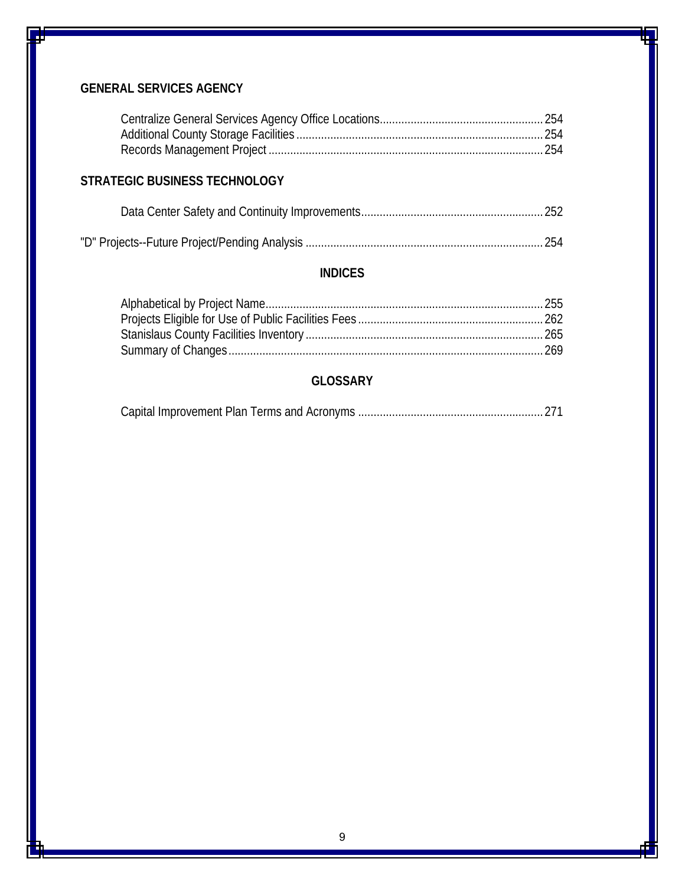**GENERAL SERVICES AGENCY**

Centralize General Services Agency Office Locations.................................................... 254
Additional County Storage Facilities ............................................................................... 254
Records Management Project ........................................................................................ 254

**STRATEGIC BUSINESS TECHNOLOGY**

Data Center Safety and Continuity Improvements.......................................................... 252

"D" Projects--Future Project/Pending Analysis ............................................................................ 254

## INDICES

Alphabetical by Project Name......................................................................................... 255
Projects Eligible for Use of Public Facilities Fees ........................................................... 262
Stanislaus County Facilities Inventory ............................................................................ 265
Summary of Changes..................................................................................................... 269

## GLOSSARY

Capital Improvement Plan Terms and Acronyms ........................................................... 271